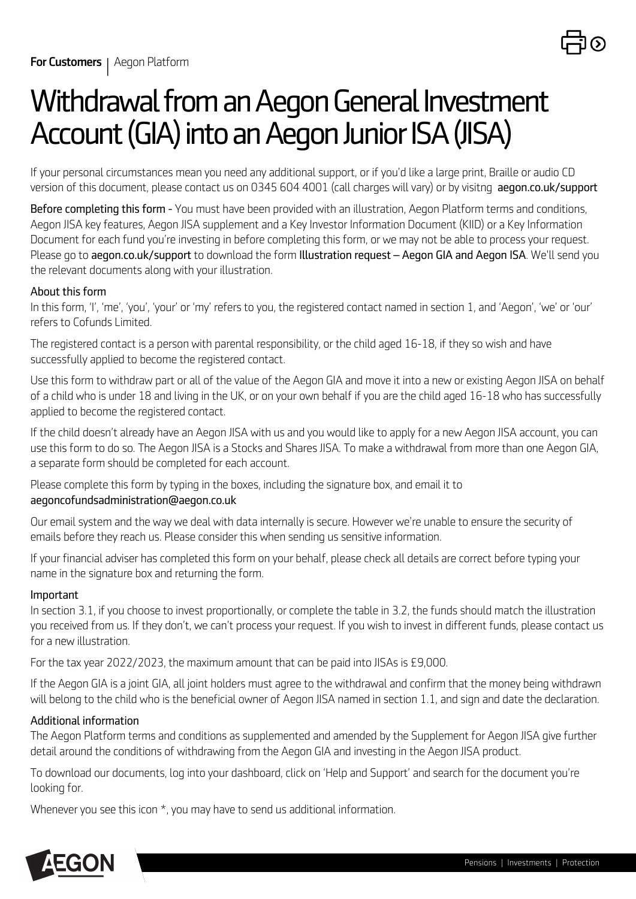**For Customers** | Aegon Platform

# Withdrawal from an Aegon General Investment Account (GIA) into an Aegon Junior ISA (JISA)

If your personal circumstances mean you need any additional support, or if you'd like a large print, Braille or audio CD version of this document, please contact us on 0345 604 4001 (call charges will vary) or by visitng **aegon.co.uk/support**

**Before completing this form -** You must have been provided with an illustration, Aegon Platform terms and conditions, Aegon JISA key features, Aegon JISA supplement and a Key Investor Information Document (KIID) or a Key Information Document for each fund you're investing in before completing this form, or we may not be able to process your request. Please go to **aegon.co.uk/support** to download the form **Illustration request – Aegon GIA and Aegon ISA**. We'll send you the relevant documents along with your illustration.

### About this form

In this form, 'I', 'me', 'you', 'your' or 'my' refers to you, the registered contact named in section 1, and 'Aegon', 'we' or 'our' refers to Cofunds Limited.

The registered contact is a person with parental responsibility, or the child aged 16-18, if they so wish and have successfully applied to become the registered contact.

Use this form to withdraw part or all of the value of the Aegon GIA and move it into a new or existing Aegon JISA on behalf of a child who is under 18 and living in the UK, or on your own behalf if you are the child aged 16-18 who has successfully applied to become the registered contact.

If the child doesn't already have an Aegon JISA with us and you would like to apply for a new Aegon JISA account, you can use this form to do so. The Aegon JISA is a Stocks and Shares JISA. To make a withdrawal from more than one Aegon GIA, a separate form should be completed for each account.

Please complete this form by typing in the boxes, including the signature box, and email it to **aegoncofundsadministration@aegon.co.uk**

Our email system and the way we deal with data internally is secure. However we're unable to ensure the security of emails before they reach us. Please consider this when sending us sensitive information.

If your financial adviser has completed this form on your behalf, please check all details are correct before typing your name in the signature box and returning the form.

### Important

In section 3.1, if you choose to invest proportionally, or complete the table in 3.2, the funds should match the illustration you received from us. If they don't, we can't process your request. If you wish to invest in different funds, please contact us for a new illustration.

For the tax year 2022/2023, the maximum amount that can be paid into JISAs is £9,000.

If the Aegon GIA is a joint GIA, all joint holders must agree to the withdrawal and confirm that the money being withdrawn will belong to the child who is the beneficial owner of Aegon JISA named in section 1.1, and sign and date the declaration.

### Additional information

The Aegon Platform terms and conditions as supplemented and amended by the Supplement for Aegon JISA give further detail around the conditions of withdrawing from the Aegon GIA and investing in the Aegon JISA product.

To download our documents, log into your dashboard, click on 'Help and Support' and search for the document you're looking for.

Whenever you see this icon *, you may have to send us additional information.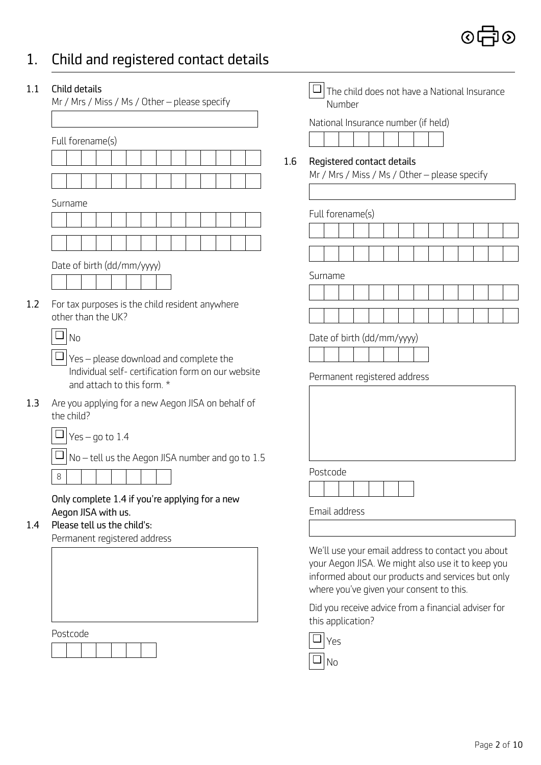# 1. Child and registered contact details

### 1.1 Child details

Mr / Mrs / Miss / Ms / Other – please specify

Full forename(s)

Surname

Date of birth (dd/mm/yyyy)

### 1.2 For tax purposes is the child resident anywhere other than the UK?

☐ No

☐ Yes – please download and complete the Individual self- certification form on our website and attach to this form. *

### 1.3 Are you applying for a new Aegon JISA on behalf of the child?

☐ Yes – go to 1.4

☐ No – tell us the Aegon JISA number and go to 1.5

8

**Only complete 1.4 if you're applying for a new Aegon JISA with us.**

### 1.4 Please tell us the child's:

Permanent registered address

Postcode

☐ The child does not have a National Insurance Number

National Insurance number (if held)

### 1.6 Registered contact details

Mr / Mrs / Miss / Ms / Other – please specify

Full forename(s)

Surname

Date of birth (dd/mm/yyyy)

Permanent registered address

Postcode

Email address

We'll use your email address to contact you about your Aegon JISA. We might also use it to keep you informed about our products and services but only where you've given your consent to this.

Did you receive advice from a financial adviser for this application?

☐ Yes

☐ No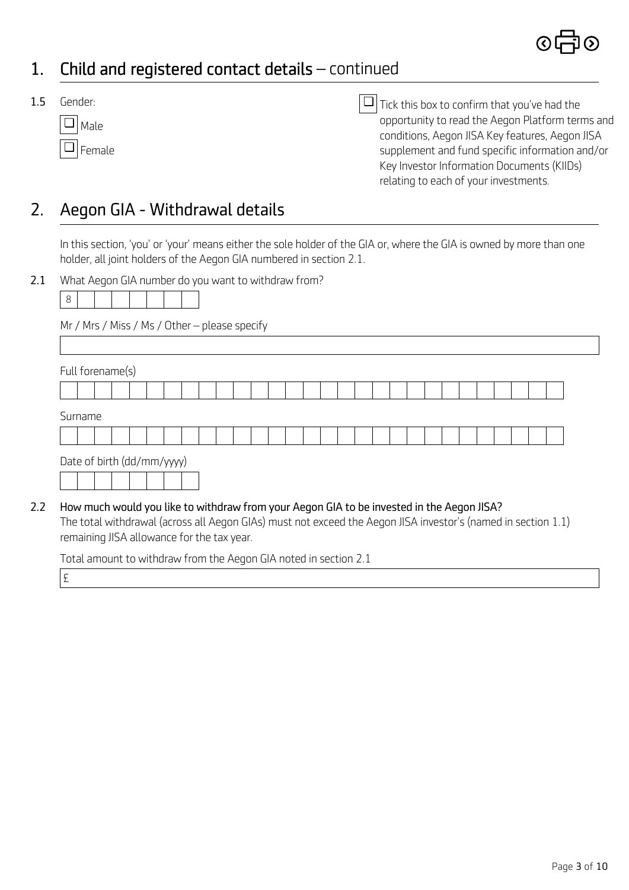## 1. Child and registered contact details – continued

**1.5** Gender:

☐ Male

☐ Female

☐ Tick this box to confirm that you've had the opportunity to read the Aegon Platform terms and conditions, Aegon JISA Key features, Aegon JISA supplement and fund specific information and/or Key Investor Information Documents (KIIDs) relating to each of your investments.

## 2. Aegon GIA - Withdrawal details

In this section, 'you' or 'your' means either the sole holder of the GIA or, where the GIA is owned by more than one holder, all joint holders of the Aegon GIA numbered in section 2.1.

**2.1** What Aegon GIA number do you want to withdraw from?

8

Mr / Mrs / Miss / Ms / Other – please specify

Full forename(s)

Surname

Date of birth (dd/mm/yyyy)

**2.2** **How much would you like to withdraw from your Aegon GIA to be invested in the Aegon JISA?**

The total withdrawal (across all Aegon GIAs) must not exceed the Aegon JISA investor's (named in section 1.1) remaining JISA allowance for the tax year.

Total amount to withdraw from the Aegon GIA noted in section 2.1

£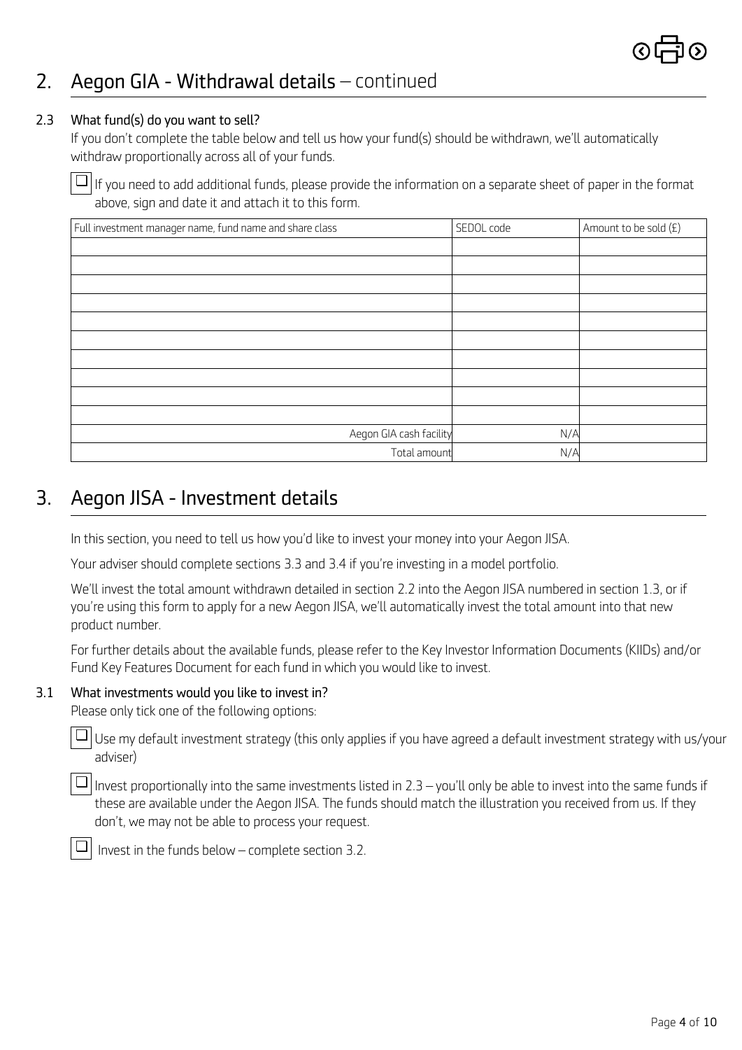## 2. Aegon GIA - Withdrawal details – continued

### 2.3 What fund(s) do you want to sell?

If you don't complete the table below and tell us how your fund(s) should be withdrawn, we'll automatically withdraw proportionally across all of your funds.

☐ If you need to add additional funds, please provide the information on a separate sheet of paper in the format above, sign and date it and attach it to this form.

| Full investment manager name, fund name and share class | SEDOL code | Amount to be sold (£) |
|---|---|---|
| | | |
| | | |
| | | |
| | | |
| | | |
| | | |
| | | |
| | | |
| | | |
| | | |
| Aegon GIA cash facility | N/A | |
| Total amount | N/A | |

## 3. Aegon JISA - Investment details

In this section, you need to tell us how you'd like to invest your money into your Aegon JISA.

Your adviser should complete sections 3.3 and 3.4 if you're investing in a model portfolio.

We'll invest the total amount withdrawn detailed in section 2.2 into the Aegon JISA numbered in section 1.3, or if you're using this form to apply for a new Aegon JISA, we'll automatically invest the total amount into that new product number.

For further details about the available funds, please refer to the Key Investor Information Documents (KIIDs) and/or Fund Key Features Document for each fund in which you would like to invest.

### 3.1 What investments would you like to invest in?

Please only tick one of the following options:

☐ Use my default investment strategy (this only applies if you have agreed a default investment strategy with us/your adviser)

☐ Invest proportionally into the same investments listed in 2.3 – you'll only be able to invest into the same funds if these are available under the Aegon JISA. The funds should match the illustration you received from us. If they don't, we may not be able to process your request.

☐ Invest in the funds below – complete section 3.2.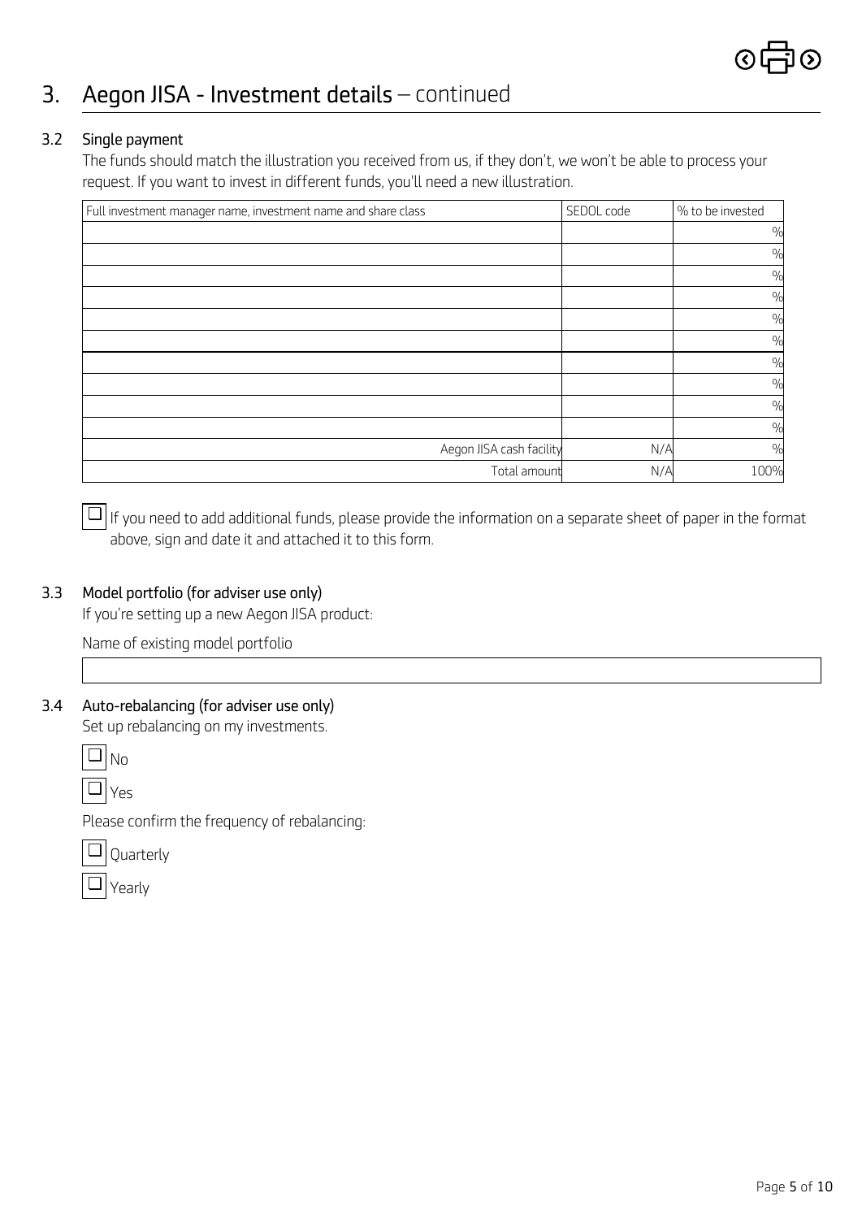# 3. Aegon JISA - Investment details – continued

### 3.2 Single payment

The funds should match the illustration you received from us, if they don't, we won't be able to process your request. If you want to invest in different funds, you'll need a new illustration.

| Full investment manager name, investment name and share class | SEDOL code | % to be invested |
|---|---|---|
| | | % |
| | | % |
| | | % |
| | | % |
| | | % |
| | | % |
| | | % |
| | | % |
| | | % |
| | | % |
| Aegon JISA cash facility | N/A | % |
| Total amount | N/A | 100% |

☐ If you need to add additional funds, please provide the information on a separate sheet of paper in the format above, sign and date it and attached it to this form.

### 3.3 Model portfolio (for adviser use only)

If you're setting up a new Aegon JISA product:

Name of existing model portfolio

### 3.4 Auto-rebalancing (for adviser use only)

Set up rebalancing on my investments.

☐ No

☐ Yes

Please confirm the frequency of rebalancing:

☐ Quarterly

☐ Yearly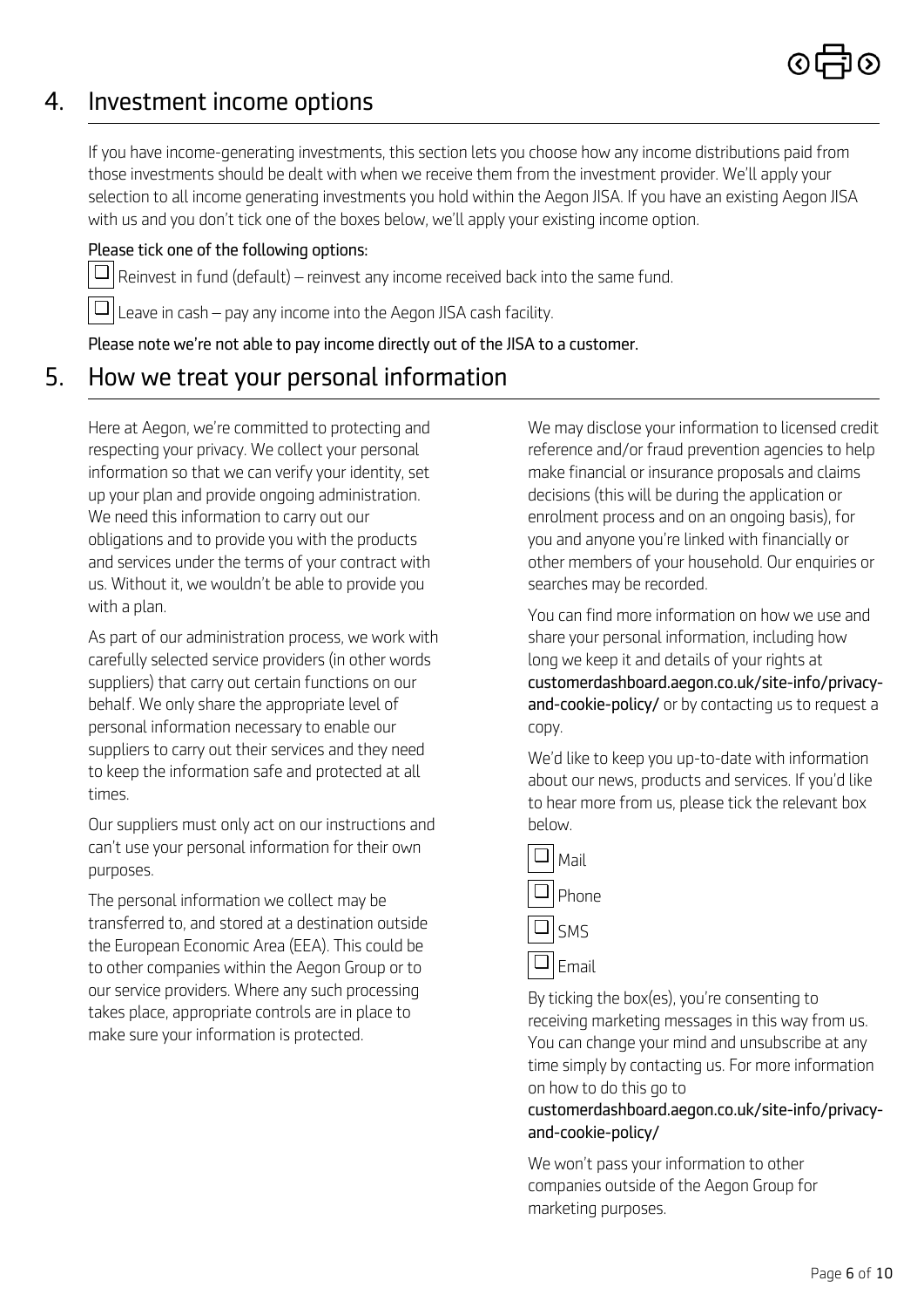## 4. Investment income options

If you have income-generating investments, this section lets you choose how any income distributions paid from those investments should be dealt with when we receive them from the investment provider. We'll apply your selection to all income generating investments you hold within the Aegon JISA. If you have an existing Aegon JISA with us and you don't tick one of the boxes below, we'll apply your existing income option.

**Please tick one of the following options:**

- ☐ Reinvest in fund (default) – reinvest any income received back into the same fund.
- ☐ Leave in cash – pay any income into the Aegon JISA cash facility.

**Please note we're not able to pay income directly out of the JISA to a customer.**

## 5. How we treat your personal information

Here at Aegon, we're committed to protecting and respecting your privacy. We collect your personal information so that we can verify your identity, set up your plan and provide ongoing administration. We need this information to carry out our obligations and to provide you with the products and services under the terms of your contract with us. Without it, we wouldn't be able to provide you with a plan.

As part of our administration process, we work with carefully selected service providers (in other words suppliers) that carry out certain functions on our behalf. We only share the appropriate level of personal information necessary to enable our suppliers to carry out their services and they need to keep the information safe and protected at all times.

Our suppliers must only act on our instructions and can't use your personal information for their own purposes.

The personal information we collect may be transferred to, and stored at a destination outside the European Economic Area (EEA). This could be to other companies within the Aegon Group or to our service providers. Where any such processing takes place, appropriate controls are in place to make sure your information is protected.

We may disclose your information to licensed credit reference and/or fraud prevention agencies to help make financial or insurance proposals and claims decisions (this will be during the application or enrolment process and on an ongoing basis), for you and anyone you're linked with financially or other members of your household. Our enquiries or searches may be recorded.

You can find more information on how we use and share your personal information, including how long we keep it and details of your rights at **customerdashboard.aegon.co.uk/site-info/privacy-and-cookie-policy/** or by contacting us to request a copy.

We'd like to keep you up-to-date with information about our news, products and services. If you'd like to hear more from us, please tick the relevant box below.

- ☐ Mail
- ☐ Phone
- ☐ SMS
- ☐ Email

By ticking the box(es), you're consenting to receiving marketing messages in this way from us. You can change your mind and unsubscribe at any time simply by contacting us. For more information on how to do this go to **customerdashboard.aegon.co.uk/site-info/privacy-and-cookie-policy/**

We won't pass your information to other companies outside of the Aegon Group for marketing purposes.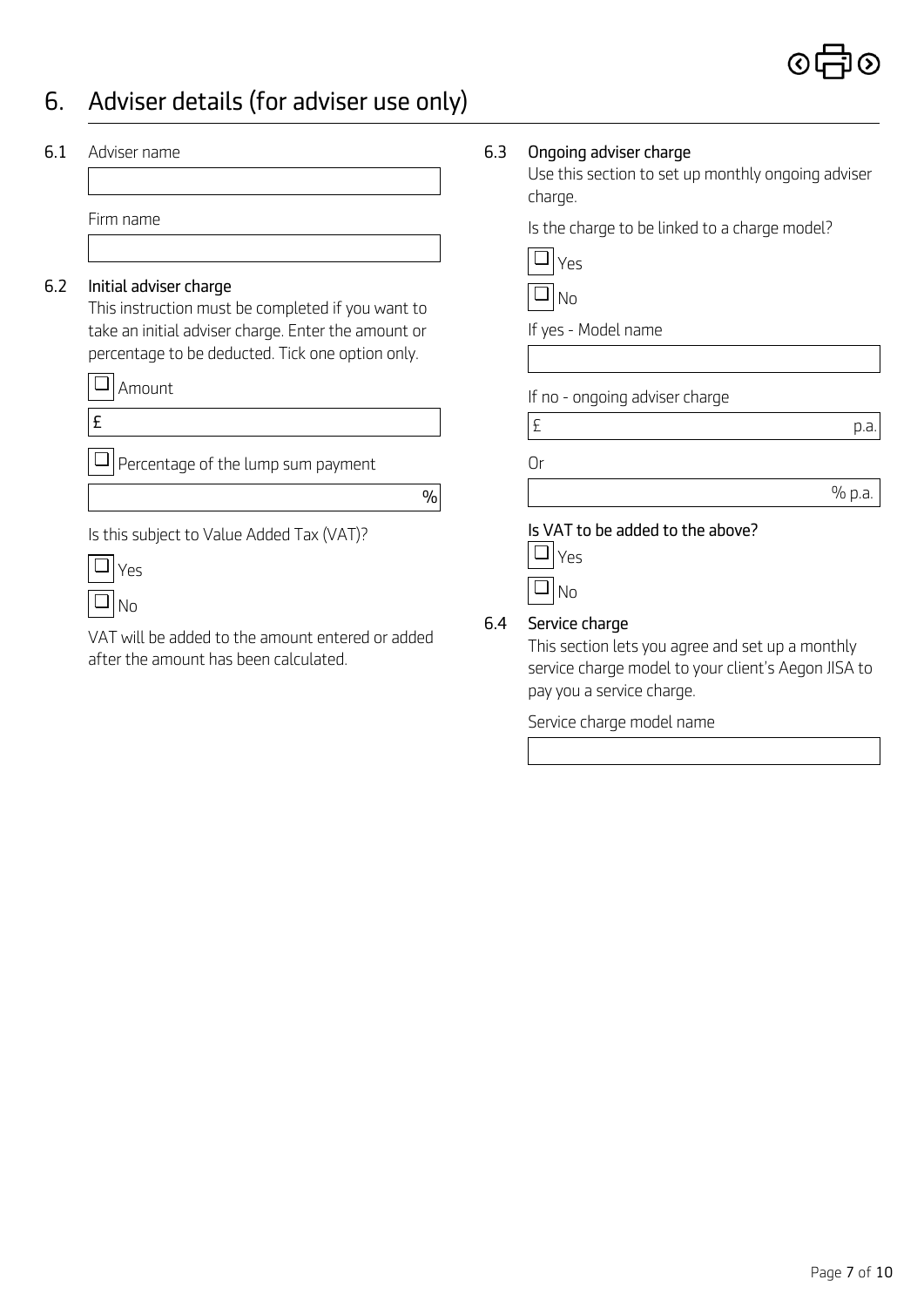## 6. Adviser details (for adviser use only)

**6.1** Adviser name

Firm name

**6.2 Initial adviser charge**

This instruction must be completed if you want to take an initial adviser charge. Enter the amount or percentage to be deducted. Tick one option only.

☐ Amount

£

☐ Percentage of the lump sum payment

%

Is this subject to Value Added Tax (VAT)?

☐ Yes

☐ No

VAT will be added to the amount entered or added after the amount has been calculated.

**6.3 Ongoing adviser charge**

Use this section to set up monthly ongoing adviser charge.

Is the charge to be linked to a charge model?

☐ Yes

☐ No

If yes - Model name

If no - ongoing adviser charge

£ p.a.

Or

% p.a.

**Is VAT to be added to the above?**

☐ Yes

☐ No

**6.4 Service charge**

This section lets you agree and set up a monthly service charge model to your client's Aegon JISA to pay you a service charge.

Service charge model name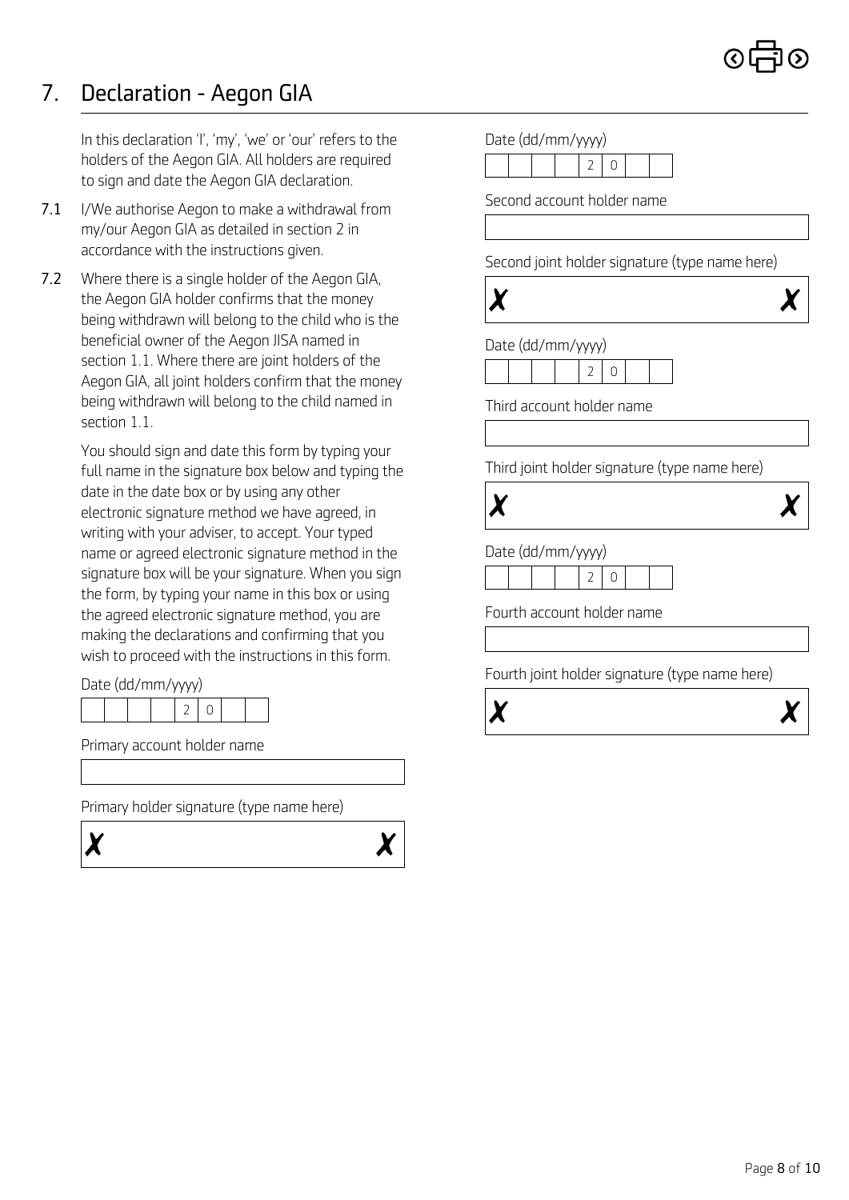## 7. Declaration - Aegon GIA

In this declaration 'I', 'my', 'we' or 'our' refers to the holders of the Aegon GIA. All holders are required to sign and date the Aegon GIA declaration.

**7.1** I/We authorise Aegon to make a withdrawal from my/our Aegon GIA as detailed in section 2 in accordance with the instructions given.

**7.2** Where there is a single holder of the Aegon GIA, the Aegon GIA holder confirms that the money being withdrawn will belong to the child who is the beneficial owner of the Aegon JISA named in section 1.1. Where there are joint holders of the Aegon GIA, all joint holders confirm that the money being withdrawn will belong to the child named in section 1.1.

You should sign and date this form by typing your full name in the signature box below and typing the date in the date box or by using any other electronic signature method we have agreed, in writing with your adviser, to accept. Your typed name or agreed electronic signature method in the signature box will be your signature. When you sign the form, by typing your name in this box or using the agreed electronic signature method, you are making the declarations and confirming that you wish to proceed with the instructions in this form.

Date (dd/mm/yyyy)

| | | | | 2 | 0 | | |
|---|---|---|---|---|---|---|---|

Primary account holder name

Primary holder signature (type name here)

✗ ✗

Date (dd/mm/yyyy)

| | | | | 2 | 0 | | |
|---|---|---|---|---|---|---|---|

Second account holder name

Second joint holder signature (type name here)

✗ ✗

Date (dd/mm/yyyy)

| | | | | 2 | 0 | | |
|---|---|---|---|---|---|---|---|

Third account holder name

Third joint holder signature (type name here)

✗ ✗

Date (dd/mm/yyyy)

| | | | | 2 | 0 | | |
|---|---|---|---|---|---|---|---|

Fourth account holder name

Fourth joint holder signature (type name here)

✗ ✗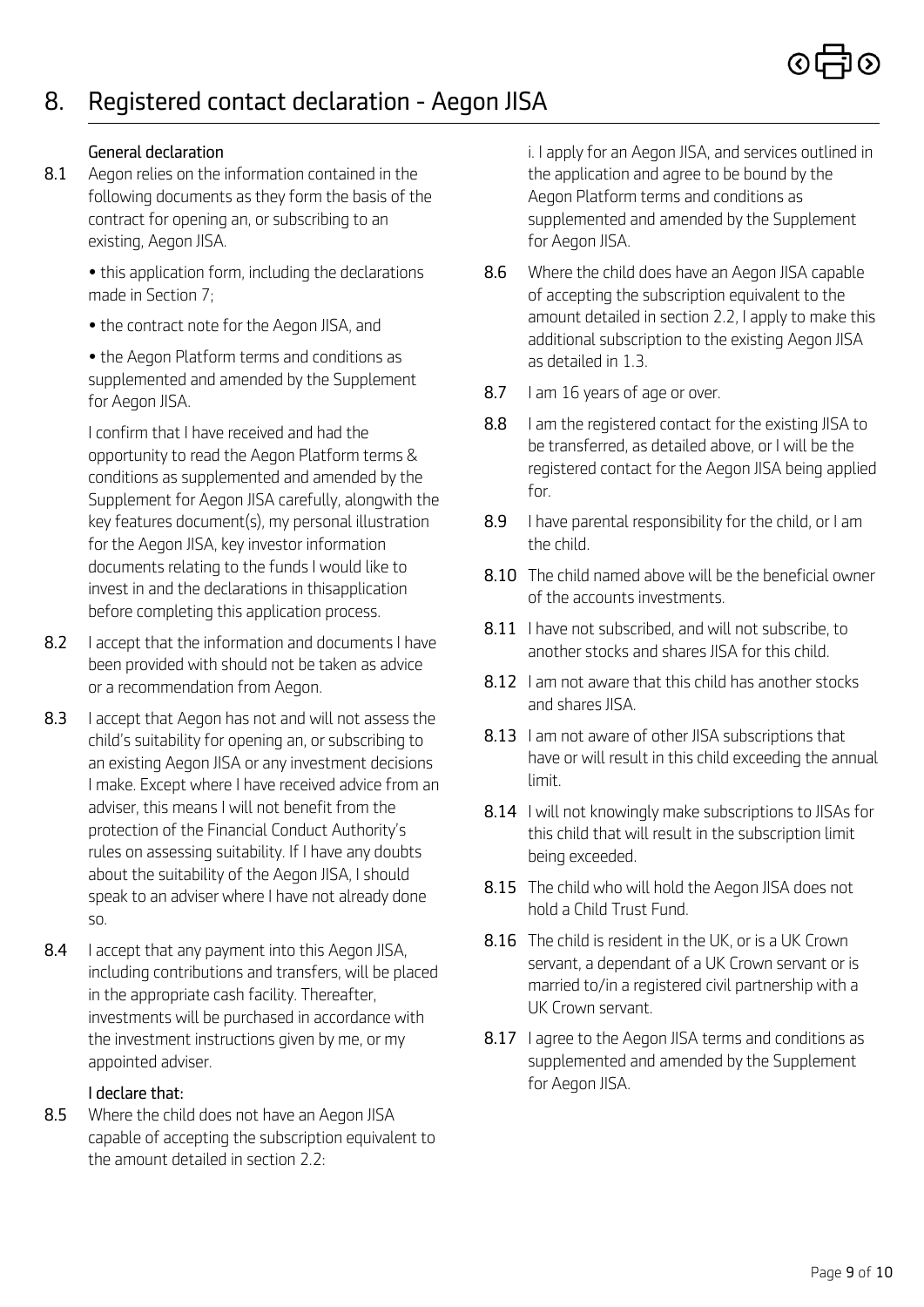# 8. Registered contact declaration - Aegon JISA

**General declaration**

**8.1** Aegon relies on the information contained in the following documents as they form the basis of the contract for opening an, or subscribing to an existing, Aegon JISA.

- this application form, including the declarations made in Section 7;
- the contract note for the Aegon JISA, and
- the Aegon Platform terms and conditions as supplemented and amended by the Supplement for Aegon JISA.

I confirm that I have received and had the opportunity to read the Aegon Platform terms & conditions as supplemented and amended by the Supplement for Aegon JISA carefully, alongwith the key features document(s), my personal illustration for the Aegon JISA, key investor information documents relating to the funds I would like to invest in and the declarations in thisapplication before completing this application process.

**8.2** I accept that the information and documents I have been provided with should not be taken as advice or a recommendation from Aegon.

**8.3** I accept that Aegon has not and will not assess the child's suitability for opening an, or subscribing to an existing Aegon JISA or any investment decisions I make. Except where I have received advice from an adviser, this means I will not benefit from the protection of the Financial Conduct Authority's rules on assessing suitability. If I have any doubts about the suitability of the Aegon JISA, I should speak to an adviser where I have not already done so.

**8.4** I accept that any payment into this Aegon JISA, including contributions and transfers, will be placed in the appropriate cash facility. Thereafter, investments will be purchased in accordance with the investment instructions given by me, or my appointed adviser.

**I declare that:**

**8.5** Where the child does not have an Aegon JISA capable of accepting the subscription equivalent to the amount detailed in section 2.2:

i. I apply for an Aegon JISA, and services outlined in the application and agree to be bound by the Aegon Platform terms and conditions as supplemented and amended by the Supplement for Aegon JISA.

**8.6** Where the child does have an Aegon JISA capable of accepting the subscription equivalent to the amount detailed in section 2.2, I apply to make this additional subscription to the existing Aegon JISA as detailed in 1.3.

**8.7** I am 16 years of age or over.

**8.8** I am the registered contact for the existing JISA to be transferred, as detailed above, or I will be the registered contact for the Aegon JISA being applied for.

**8.9** I have parental responsibility for the child, or I am the child.

**8.10** The child named above will be the beneficial owner of the accounts investments.

**8.11** I have not subscribed, and will not subscribe, to another stocks and shares JISA for this child.

**8.12** I am not aware that this child has another stocks and shares JISA.

**8.13** I am not aware of other JISA subscriptions that have or will result in this child exceeding the annual limit.

**8.14** I will not knowingly make subscriptions to JISAs for this child that will result in the subscription limit being exceeded.

**8.15** The child who will hold the Aegon JISA does not hold a Child Trust Fund.

**8.16** The child is resident in the UK, or is a UK Crown servant, a dependant of a UK Crown servant or is married to/in a registered civil partnership with a UK Crown servant.

**8.17** I agree to the Aegon JISA terms and conditions as supplemented and amended by the Supplement for Aegon JISA.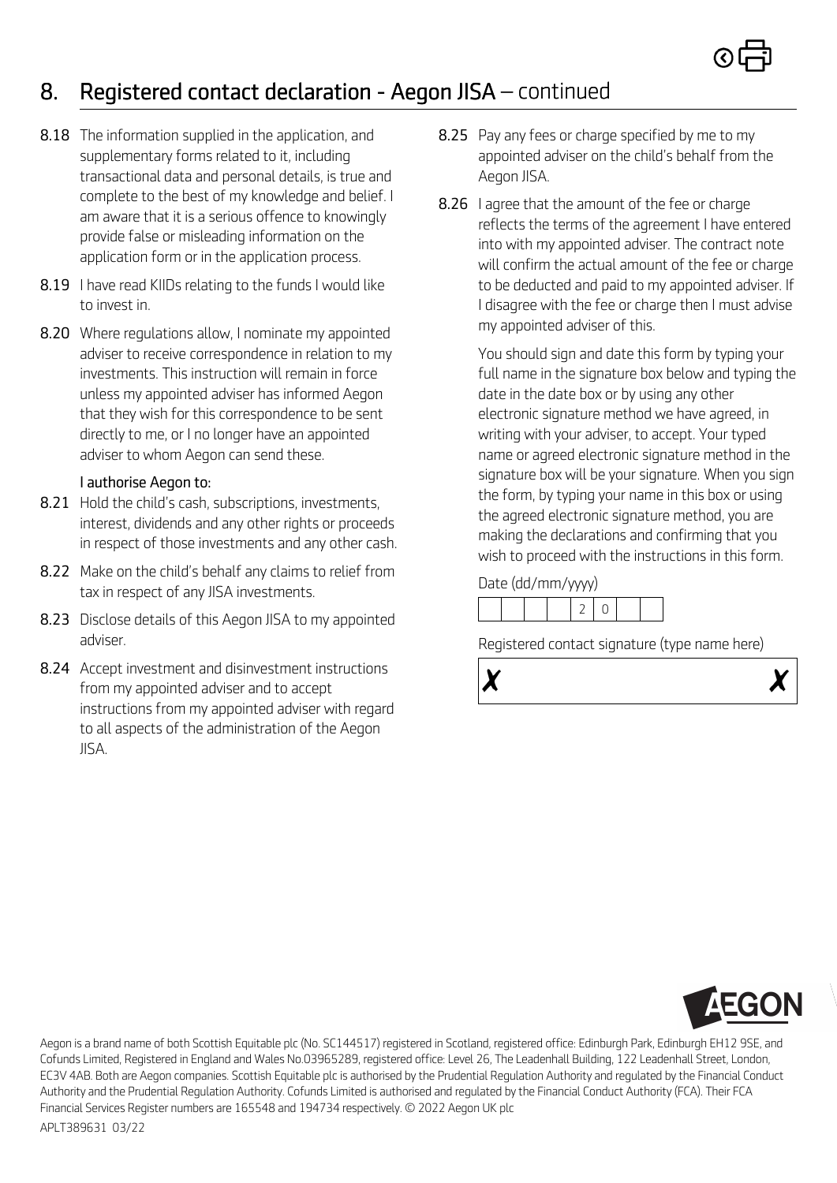## 8. Registered contact declaration - Aegon JISA – continued

**8.18** The information supplied in the application, and supplementary forms related to it, including transactional data and personal details, is true and complete to the best of my knowledge and belief. I am aware that it is a serious offence to knowingly provide false or misleading information on the application form or in the application process.

**8.19** I have read KIIDs relating to the funds I would like to invest in.

**8.20** Where regulations allow, I nominate my appointed adviser to receive correspondence in relation to my investments. This instruction will remain in force unless my appointed adviser has informed Aegon that they wish for this correspondence to be sent directly to me, or I no longer have an appointed adviser to whom Aegon can send these.

**I authorise Aegon to:**

**8.21** Hold the child's cash, subscriptions, investments, interest, dividends and any other rights or proceeds in respect of those investments and any other cash.

**8.22** Make on the child's behalf any claims to relief from tax in respect of any JISA investments.

**8.23** Disclose details of this Aegon JISA to my appointed adviser.

**8.24** Accept investment and disinvestment instructions from my appointed adviser and to accept instructions from my appointed adviser with regard to all aspects of the administration of the Aegon JISA.

**8.25** Pay any fees or charge specified by me to my appointed adviser on the child's behalf from the Aegon JISA.

**8.26** I agree that the amount of the fee or charge reflects the terms of the agreement I have entered into with my appointed adviser. The contract note will confirm the actual amount of the fee or charge to be deducted and paid to my appointed adviser. If I disagree with the fee or charge then I must advise my appointed adviser of this.

You should sign and date this form by typing your full name in the signature box below and typing the date in the date box or by using any other electronic signature method we have agreed, in writing with your adviser, to accept. Your typed name or agreed electronic signature method in the signature box will be your signature. When you sign the form, by typing your name in this box or using the agreed electronic signature method, you are making the declarations and confirming that you wish to proceed with the instructions in this form.

Date (dd/mm/yyyy)

| | | | | | | | |
|---|---|---|---|---|---|---|---|
| | | | | 2 | 0 | | |

Registered contact signature (type name here)

✗ ✗

Aegon is a brand name of both Scottish Equitable plc (No. SC144517) registered in Scotland, registered office: Edinburgh Park, Edinburgh EH12 9SE, and Cofunds Limited, Registered in England and Wales No.03965289, registered office: Level 26, The Leadenhall Building, 122 Leadenhall Street, London, EC3V 4AB. Both are Aegon companies. Scottish Equitable plc is authorised by the Prudential Regulation Authority and regulated by the Financial Conduct Authority and the Prudential Regulation Authority. Cofunds Limited is authorised and regulated by the Financial Conduct Authority (FCA). Their FCA Financial Services Register numbers are 165548 and 194734 respectively. © 2022 Aegon UK plc

APLT389631 03/22